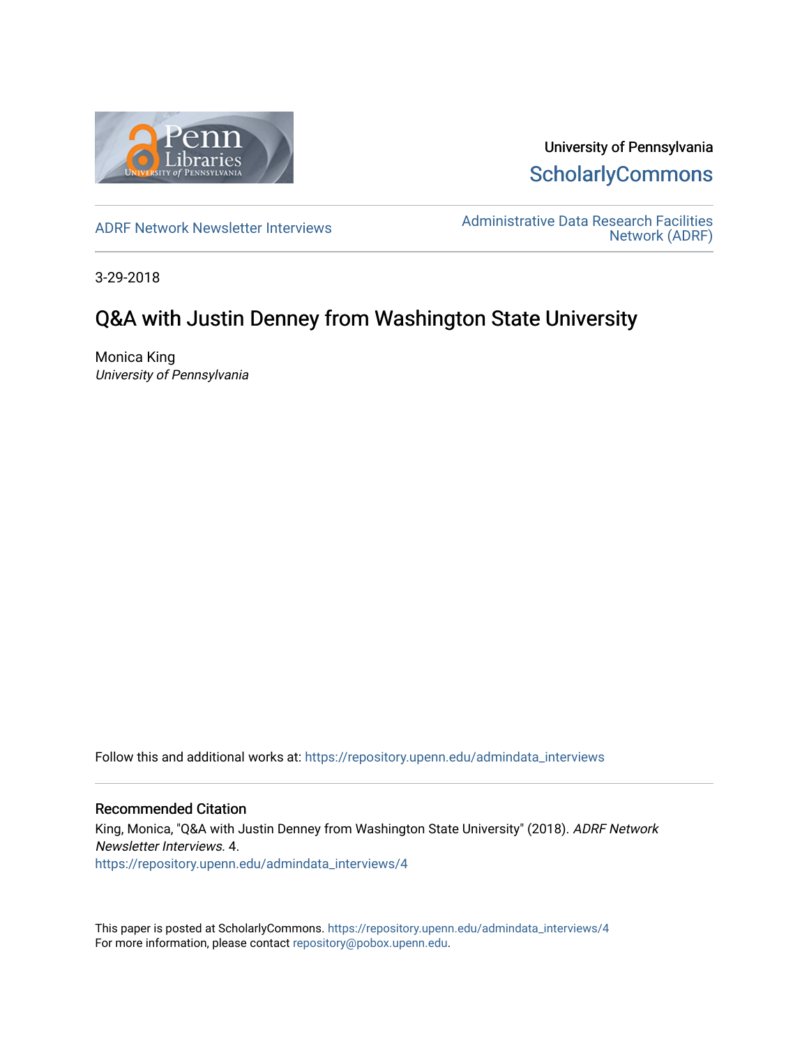University of Pennsylvania
ScholarlyCommons

ADRF Network Newsletter Interviews

Administrative Data Research Facilities Network (ADRF)

3-29-2018

# Q&A with Justin Denney from Washington State University

Monica King
*University of Pennsylvania*

Follow this and additional works at: https://repository.upenn.edu/admindata_interviews

## Recommended Citation

King, Monica, "Q&A with Justin Denney from Washington State University" (2018). *ADRF Network Newsletter Interviews*. 4.
https://repository.upenn.edu/admindata_interviews/4

This paper is posted at ScholarlyCommons. https://repository.upenn.edu/admindata_interviews/4
For more information, please contact repository@pobox.upenn.edu.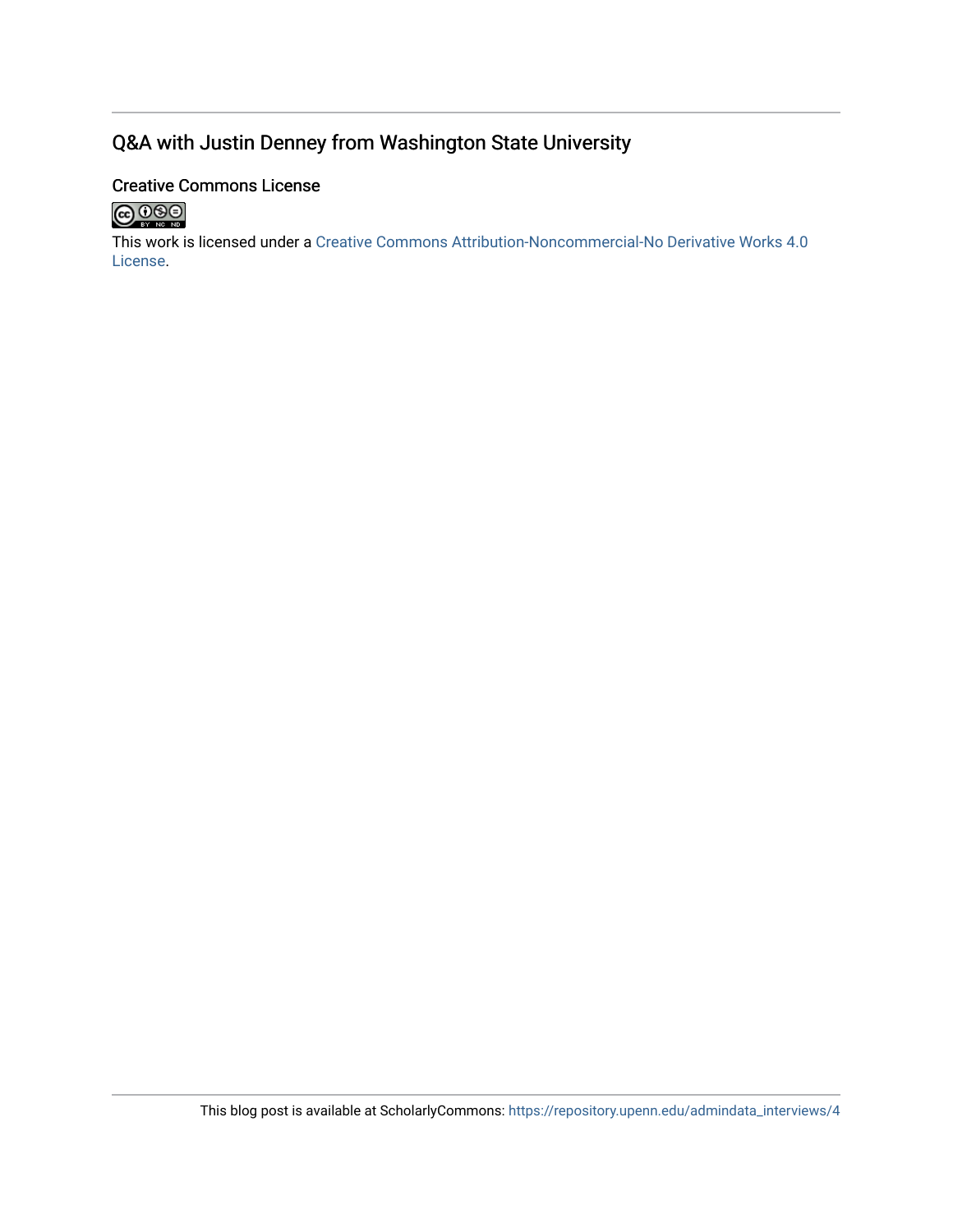## Q&A with Justin Denney from Washington State University

### Creative Commons License

This work is licensed under a Creative Commons Attribution-Noncommercial-No Derivative Works 4.0 License.

This blog post is available at ScholarlyCommons: https://repository.upenn.edu/admindata_interviews/4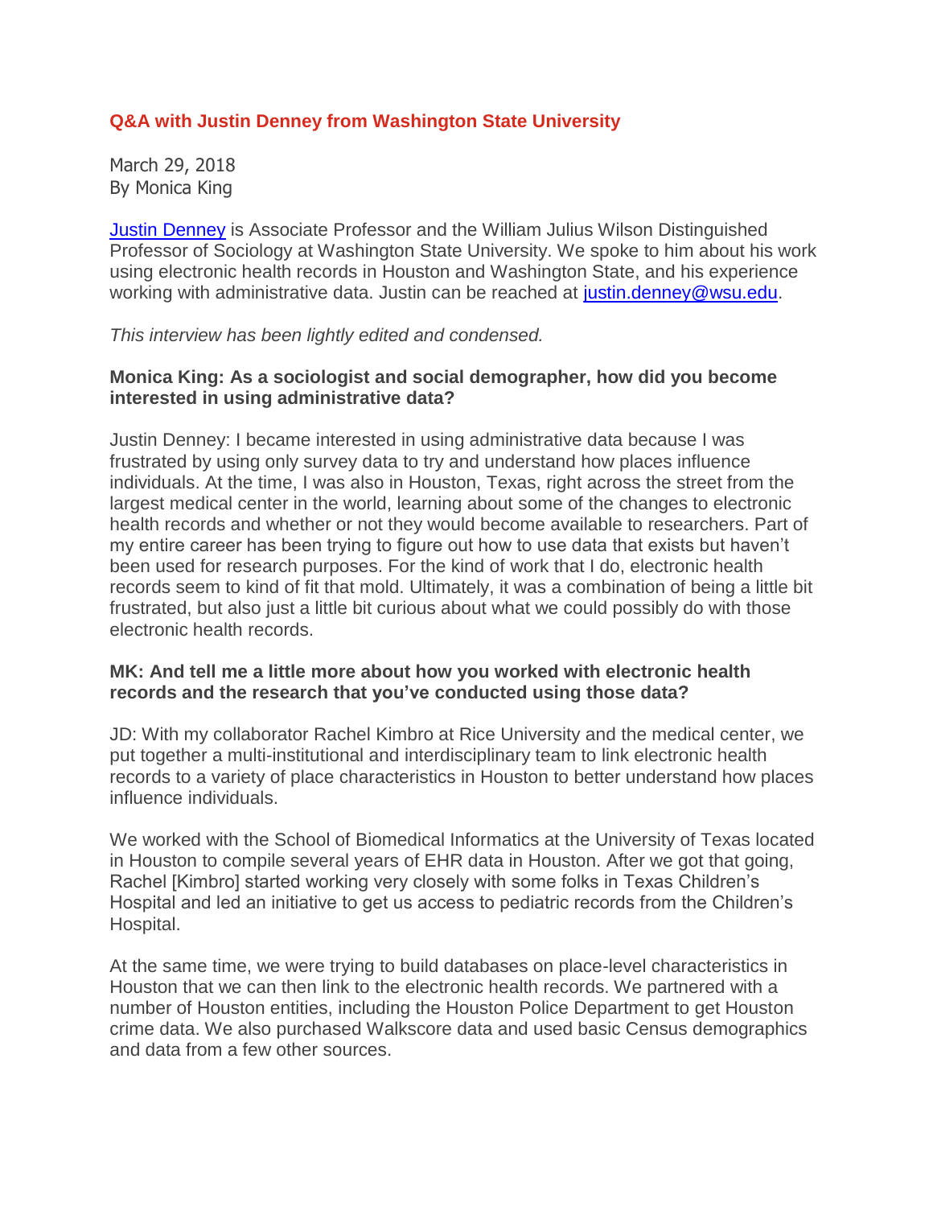## Q&A with Justin Denney from Washington State University

March 29, 2018
By Monica King

[Justin Denney](#) is Associate Professor and the William Julius Wilson Distinguished Professor of Sociology at Washington State University. We spoke to him about his work using electronic health records in Houston and Washington State, and his experience working with administrative data. Justin can be reached at [justin.denney@wsu.edu](mailto:justin.denney@wsu.edu).

*This interview has been lightly edited and condensed.*

**Monica King: As a sociologist and social demographer, how did you become interested in using administrative data?**

Justin Denney: I became interested in using administrative data because I was frustrated by using only survey data to try and understand how places influence individuals. At the time, I was also in Houston, Texas, right across the street from the largest medical center in the world, learning about some of the changes to electronic health records and whether or not they would become available to researchers. Part of my entire career has been trying to figure out how to use data that exists but haven't been used for research purposes. For the kind of work that I do, electronic health records seem to kind of fit that mold. Ultimately, it was a combination of being a little bit frustrated, but also just a little bit curious about what we could possibly do with those electronic health records.

**MK: And tell me a little more about how you worked with electronic health records and the research that you've conducted using those data?**

JD: With my collaborator Rachel Kimbro at Rice University and the medical center, we put together a multi-institutional and interdisciplinary team to link electronic health records to a variety of place characteristics in Houston to better understand how places influence individuals.

We worked with the School of Biomedical Informatics at the University of Texas located in Houston to compile several years of EHR data in Houston. After we got that going, Rachel [Kimbro] started working very closely with some folks in Texas Children's Hospital and led an initiative to get us access to pediatric records from the Children's Hospital.

At the same time, we were trying to build databases on place-level characteristics in Houston that we can then link to the electronic health records. We partnered with a number of Houston entities, including the Houston Police Department to get Houston crime data. We also purchased Walkscore data and used basic Census demographics and data from a few other sources.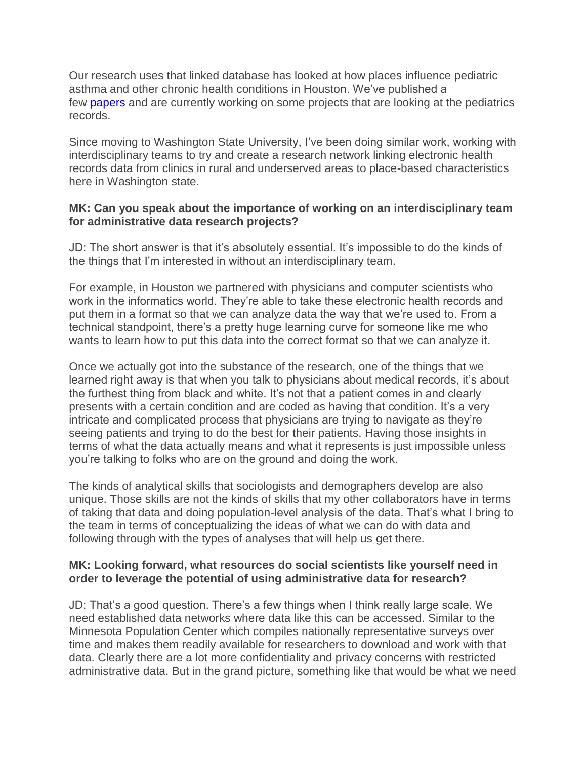Our research uses that linked database has looked at how places influence pediatric asthma and other chronic health conditions in Houston. We've published a few [papers] and are currently working on some projects that are looking at the pediatrics records.

Since moving to Washington State University, I've been doing similar work, working with interdisciplinary teams to try and create a research network linking electronic health records data from clinics in rural and underserved areas to place-based characteristics here in Washington state.

**MK: Can you speak about the importance of working on an interdisciplinary team for administrative data research projects?**

JD: The short answer is that it's absolutely essential. It's impossible to do the kinds of the things that I'm interested in without an interdisciplinary team.

For example, in Houston we partnered with physicians and computer scientists who work in the informatics world. They're able to take these electronic health records and put them in a format so that we can analyze data the way that we're used to. From a technical standpoint, there's a pretty huge learning curve for someone like me who wants to learn how to put this data into the correct format so that we can analyze it.

Once we actually got into the substance of the research, one of the things that we learned right away is that when you talk to physicians about medical records, it's about the furthest thing from black and white. It's not that a patient comes in and clearly presents with a certain condition and are coded as having that condition. It's a very intricate and complicated process that physicians are trying to navigate as they're seeing patients and trying to do the best for their patients. Having those insights in terms of what the data actually means and what it represents is just impossible unless you're talking to folks who are on the ground and doing the work.

The kinds of analytical skills that sociologists and demographers develop are also unique. Those skills are not the kinds of skills that my other collaborators have in terms of taking that data and doing population-level analysis of the data. That's what I bring to the team in terms of conceptualizing the ideas of what we can do with data and following through with the types of analyses that will help us get there.

**MK: Looking forward, what resources do social scientists like yourself need in order to leverage the potential of using administrative data for research?**

JD: That's a good question. There's a few things when I think really large scale. We need established data networks where data like this can be accessed. Similar to the Minnesota Population Center which compiles nationally representative surveys over time and makes them readily available for researchers to download and work with that data. Clearly there are a lot more confidentiality and privacy concerns with restricted administrative data. But in the grand picture, something like that would be what we need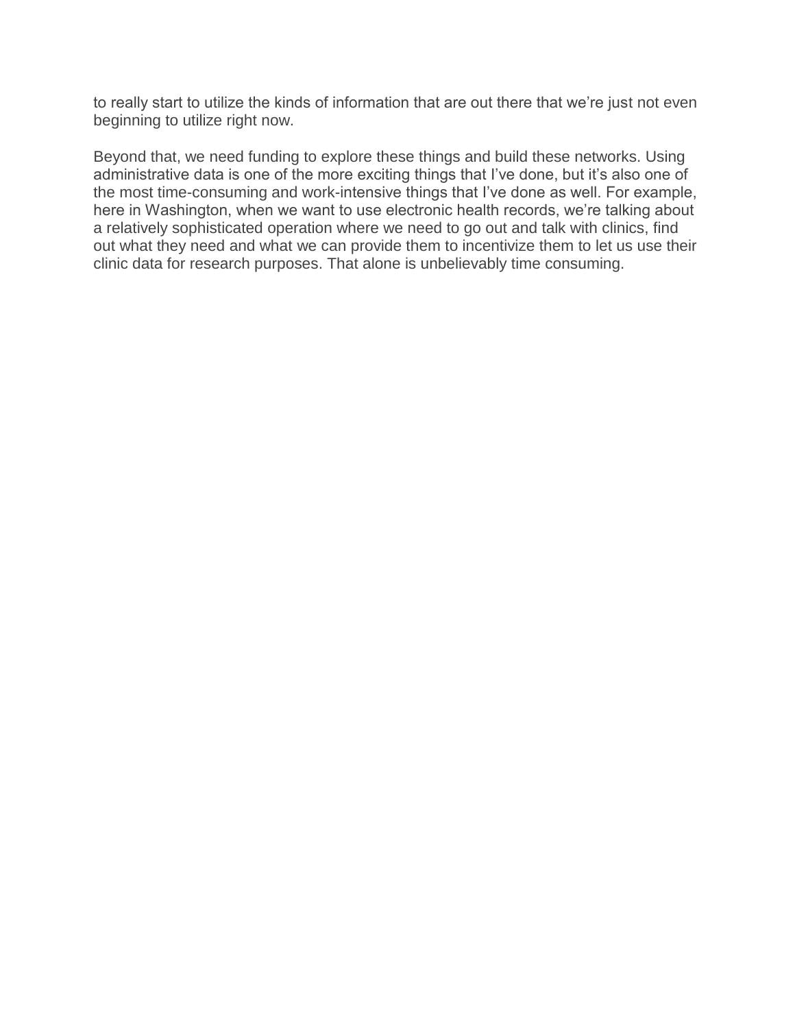to really start to utilize the kinds of information that are out there that we're just not even beginning to utilize right now.

Beyond that, we need funding to explore these things and build these networks. Using administrative data is one of the more exciting things that I've done, but it's also one of the most time-consuming and work-intensive things that I've done as well. For example, here in Washington, when we want to use electronic health records, we're talking about a relatively sophisticated operation where we need to go out and talk with clinics, find out what they need and what we can provide them to incentivize them to let us use their clinic data for research purposes. That alone is unbelievably time consuming.